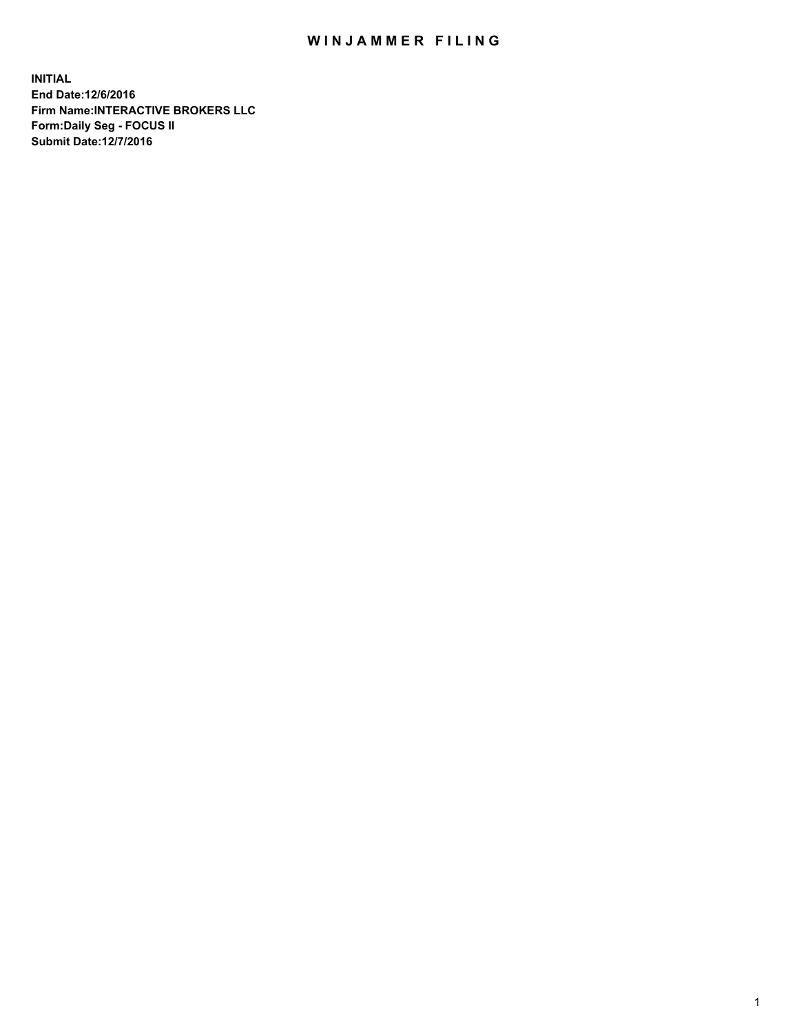# WINJAMMER FILING

**INITIAL**
**End Date:12/6/2016**
**Firm Name:INTERACTIVE BROKERS LLC**
**Form:Daily Seg - FOCUS II**
**Submit Date:12/7/2016**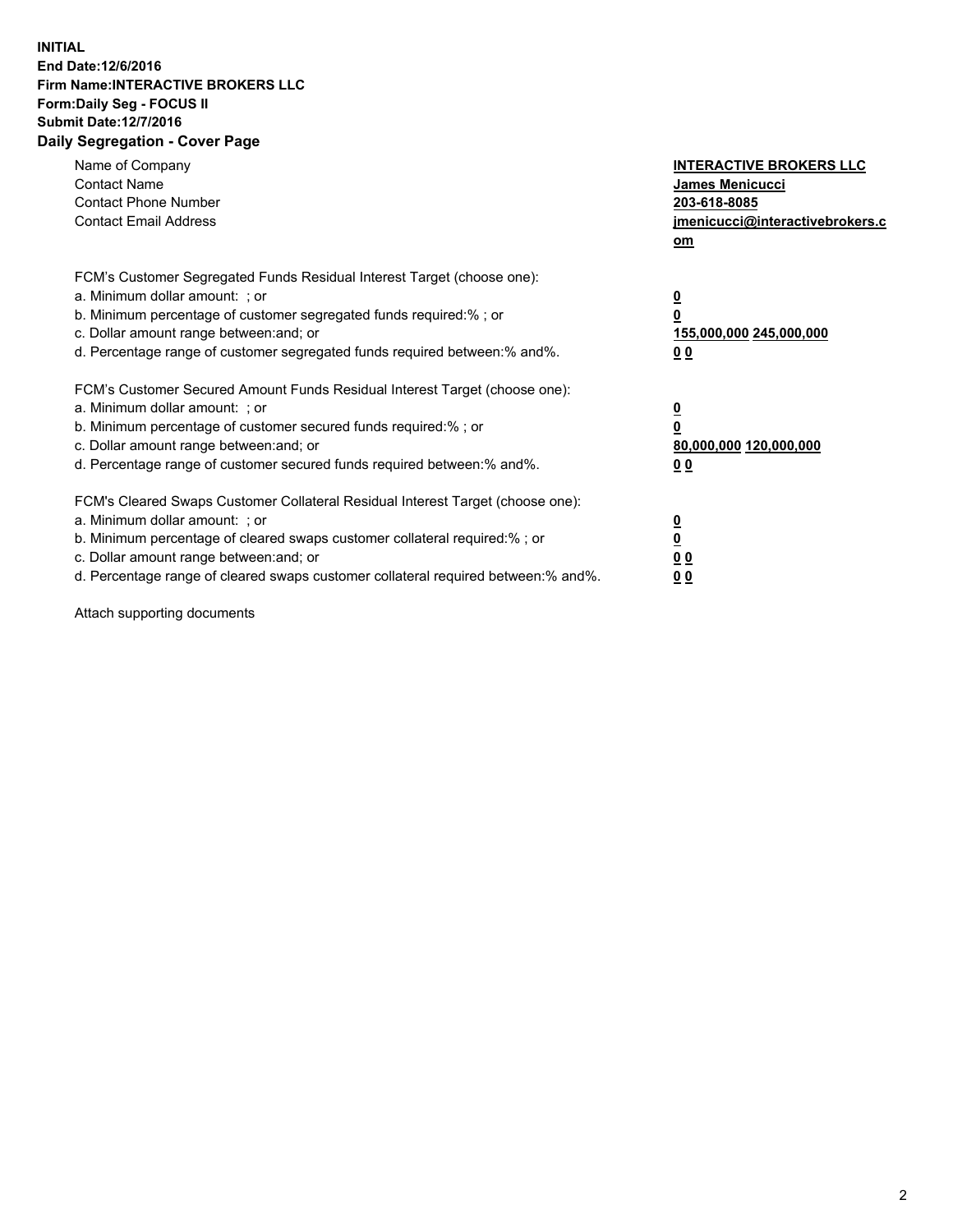**INITIAL**
**End Date:12/6/2016**
**Firm Name:INTERACTIVE BROKERS LLC**
**Form:Daily Seg - FOCUS II**
**Submit Date:12/7/2016**
**Daily Segregation - Cover Page**

| | |
|---|---|
| Name of Company | **INTERACTIVE BROKERS LLC** |
| Contact Name | **James Menicucci** |
| Contact Phone Number | **203-618-8085** |
| Contact Email Address | **jmenicucci@interactivebrokers.com** |

FCM's Customer Segregated Funds Residual Interest Target (choose one):

| | |
|---|---|
| a. Minimum dollar amount: ; or | **0** |
| b. Minimum percentage of customer segregated funds required:% ; or | **0** |
| c. Dollar amount range between:and; or | **155,000,000 245,000,000** |
| d. Percentage range of customer segregated funds required between:% and%. | **0 0** |

FCM's Customer Secured Amount Funds Residual Interest Target (choose one):

| | |
|---|---|
| a. Minimum dollar amount: ; or | **0** |
| b. Minimum percentage of customer secured funds required:% ; or | **0** |
| c. Dollar amount range between:and; or | **80,000,000 120,000,000** |
| d. Percentage range of customer secured funds required between:% and%. | **0 0** |

FCM's Cleared Swaps Customer Collateral Residual Interest Target (choose one):

| | |
|---|---|
| a. Minimum dollar amount: ; or | **0** |
| b. Minimum percentage of cleared swaps customer collateral required:% ; or | **0** |
| c. Dollar amount range between:and; or | **0 0** |
| d. Percentage range of cleared swaps customer collateral required between:% and%. | **0 0** |

Attach supporting documents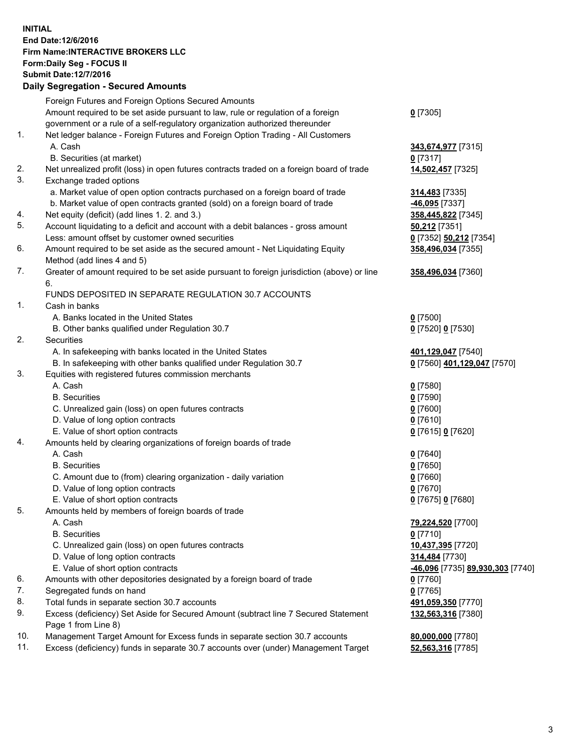**INITIAL**
**End Date:12/6/2016**
**Firm Name:INTERACTIVE BROKERS LLC**
**Form:Daily Seg - FOCUS II**
**Submit Date:12/7/2016**

**Daily Segregation - Secured Amounts**

| | | |
|---|---|---|
| | Foreign Futures and Foreign Options Secured Amounts | |
| | Amount required to be set aside pursuant to law, rule or regulation of a foreign government or a rule of a self-regulatory organization authorized thereunder | **0** [7305] |
| 1. | Net ledger balance - Foreign Futures and Foreign Option Trading - All Customers | |
| | A. Cash | **343,674,977** [7315] |
| | B. Securities (at market) | **0** [7317] |
| 2. | Net unrealized profit (loss) in open futures contracts traded on a foreign board of trade | **14,502,457** [7325] |
| 3. | Exchange traded options | |
| | a. Market value of open option contracts purchased on a foreign board of trade | **314,483** [7335] |
| | b. Market value of open contracts granted (sold) on a foreign board of trade | **-46,095** [7337] |
| 4. | Net equity (deficit) (add lines 1. 2. and 3.) | **358,445,822** [7345] |
| 5. | Account liquidating to a deficit and account with a debit balances - gross amount | **50,212** [7351] |
| | Less: amount offset by customer owned securities | **0** [7352] **50,212** [7354] |
| 6. | Amount required to be set aside as the secured amount - Net Liquidating Equity Method (add lines 4 and 5) | **358,496,034** [7355] |
| 7. | Greater of amount required to be set aside pursuant to foreign jurisdiction (above) or line 6. | **358,496,034** [7360] |
| | FUNDS DEPOSITED IN SEPARATE REGULATION 30.7 ACCOUNTS | |
| 1. | Cash in banks | |
| | A. Banks located in the United States | **0** [7500] |
| | B. Other banks qualified under Regulation 30.7 | **0** [7520] **0** [7530] |
| 2. | Securities | |
| | A. In safekeeping with banks located in the United States | **401,129,047** [7540] |
| | B. In safekeeping with other banks qualified under Regulation 30.7 | **0** [7560] **401,129,047** [7570] |
| 3. | Equities with registered futures commission merchants | |
| | A. Cash | **0** [7580] |
| | B. Securities | **0** [7590] |
| | C. Unrealized gain (loss) on open futures contracts | **0** [7600] |
| | D. Value of long option contracts | **0** [7610] |
| | E. Value of short option contracts | **0** [7615] **0** [7620] |
| 4. | Amounts held by clearing organizations of foreign boards of trade | |
| | A. Cash | **0** [7640] |
| | B. Securities | **0** [7650] |
| | C. Amount due to (from) clearing organization - daily variation | **0** [7660] |
| | D. Value of long option contracts | **0** [7670] |
| | E. Value of short option contracts | **0** [7675] **0** [7680] |
| 5. | Amounts held by members of foreign boards of trade | |
| | A. Cash | **79,224,520** [7700] |
| | B. Securities | **0** [7710] |
| | C. Unrealized gain (loss) on open futures contracts | **10,437,395** [7720] |
| | D. Value of long option contracts | **314,484** [7730] |
| | E. Value of short option contracts | **-46,096** [7735] **89,930,303** [7740] |
| 6. | Amounts with other depositories designated by a foreign board of trade | **0** [7760] |
| 7. | Segregated funds on hand | **0** [7765] |
| 8. | Total funds in separate section 30.7 accounts | **491,059,350** [7770] |
| 9. | Excess (deficiency) Set Aside for Secured Amount (subtract line 7 Secured Statement Page 1 from Line 8) | **132,563,316** [7380] |
| 10. | Management Target Amount for Excess funds in separate section 30.7 accounts | **80,000,000** [7780] |
| 11. | Excess (deficiency) funds in separate 30.7 accounts over (under) Management Target | **52,563,316** [7785] |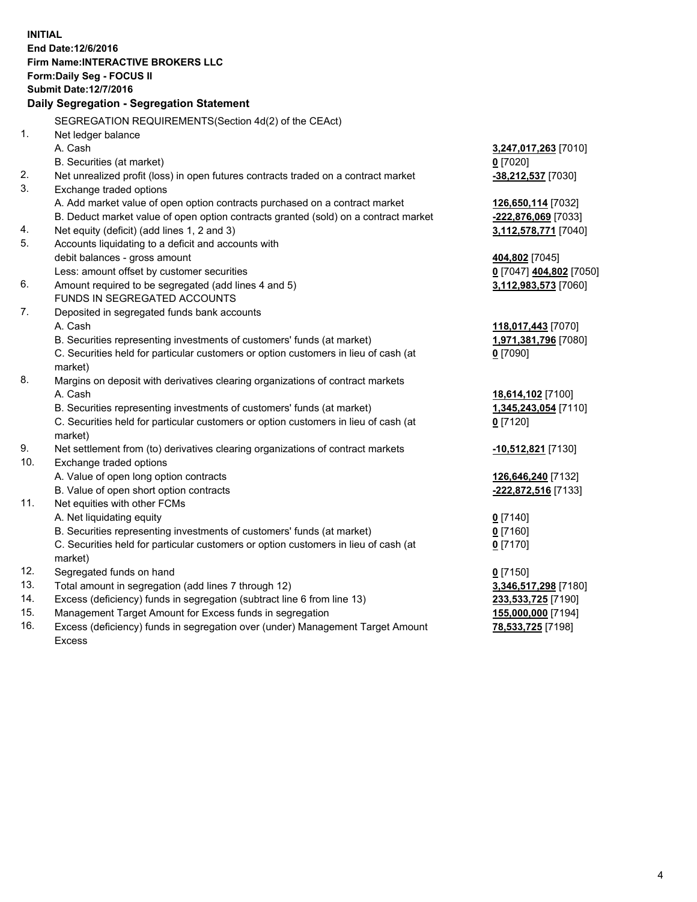**INITIAL**
**End Date:12/6/2016**
**Firm Name:INTERACTIVE BROKERS LLC**
**Form:Daily Seg - FOCUS II**
**Submit Date:12/7/2016**

**Daily Segregation - Segregation Statement**

| | | |
|---|---|---|
| | SEGREGATION REQUIREMENTS(Section 4d(2) of the CEAct) | |
| 1. | Net ledger balance | |
| | A. Cash | **3,247,017,263** [7010] |
| | B. Securities (at market) | **0** [7020] |
| 2. | Net unrealized profit (loss) in open futures contracts traded on a contract market | **-38,212,537** [7030] |
| 3. | Exchange traded options | |
| | A. Add market value of open option contracts purchased on a contract market | **126,650,114** [7032] |
| | B. Deduct market value of open option contracts granted (sold) on a contract market | **-222,876,069** [7033] |
| 4. | Net equity (deficit) (add lines 1, 2 and 3) | **3,112,578,771** [7040] |
| 5. | Accounts liquidating to a deficit and accounts with | |
| | debit balances - gross amount | **404,802** [7045] |
| | Less: amount offset by customer securities | **0** [7047] **404,802** [7050] |
| 6. | Amount required to be segregated (add lines 4 and 5) | **3,112,983,573** [7060] |
| | FUNDS IN SEGREGATED ACCOUNTS | |
| 7. | Deposited in segregated funds bank accounts | |
| | A. Cash | **118,017,443** [7070] |
| | B. Securities representing investments of customers' funds (at market) | **1,971,381,796** [7080] |
| | C. Securities held for particular customers or option customers in lieu of cash (at market) | **0** [7090] |
| 8. | Margins on deposit with derivatives clearing organizations of contract markets | |
| | A. Cash | **18,614,102** [7100] |
| | B. Securities representing investments of customers' funds (at market) | **1,345,243,054** [7110] |
| | C. Securities held for particular customers or option customers in lieu of cash (at market) | **0** [7120] |
| 9. | Net settlement from (to) derivatives clearing organizations of contract markets | **-10,512,821** [7130] |
| 10. | Exchange traded options | |
| | A. Value of open long option contracts | **126,646,240** [7132] |
| | B. Value of open short option contracts | **-222,872,516** [7133] |
| 11. | Net equities with other FCMs | |
| | A. Net liquidating equity | **0** [7140] |
| | B. Securities representing investments of customers' funds (at market) | **0** [7160] |
| | C. Securities held for particular customers or option customers in lieu of cash (at market) | **0** [7170] |
| 12. | Segregated funds on hand | **0** [7150] |
| 13. | Total amount in segregation (add lines 7 through 12) | **3,346,517,298** [7180] |
| 14. | Excess (deficiency) funds in segregation (subtract line 6 from line 13) | **233,533,725** [7190] |
| 15. | Management Target Amount for Excess funds in segregation | **155,000,000** [7194] |
| 16. | Excess (deficiency) funds in segregation over (under) Management Target Amount Excess | **78,533,725** [7198] |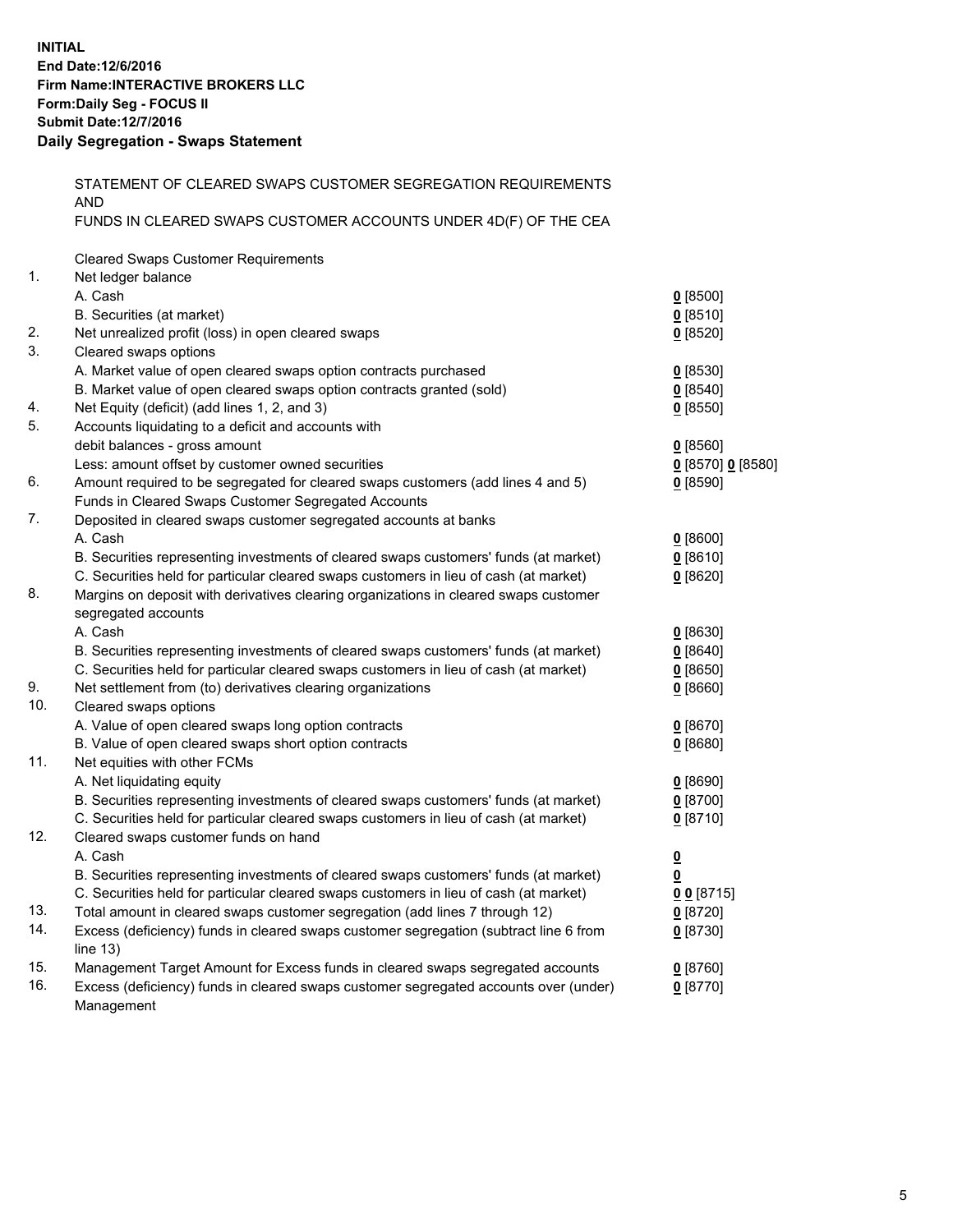**INITIAL**
**End Date:12/6/2016**
**Firm Name:INTERACTIVE BROKERS LLC**
**Form:Daily Seg - FOCUS II**
**Submit Date:12/7/2016**
**Daily Segregation - Swaps Statement**

STATEMENT OF CLEARED SWAPS CUSTOMER SEGREGATION REQUIREMENTS AND FUNDS IN CLEARED SWAPS CUSTOMER ACCOUNTS UNDER 4D(F) OF THE CEA

| | | |
|---|---|---|
| | Cleared Swaps Customer Requirements | |
| 1. | Net ledger balance | |
| | A. Cash | 0 [8500] |
| | B. Securities (at market) | 0 [8510] |
| 2. | Net unrealized profit (loss) in open cleared swaps | 0 [8520] |
| 3. | Cleared swaps options | |
| | A. Market value of open cleared swaps option contracts purchased | 0 [8530] |
| | B. Market value of open cleared swaps option contracts granted (sold) | 0 [8540] |
| 4. | Net Equity (deficit) (add lines 1, 2, and 3) | 0 [8550] |
| 5. | Accounts liquidating to a deficit and accounts with | |
| | debit balances - gross amount | 0 [8560] |
| | Less: amount offset by customer owned securities | 0 [8570] 0 [8580] |
| 6. | Amount required to be segregated for cleared swaps customers (add lines 4 and 5) | 0 [8590] |
| | Funds in Cleared Swaps Customer Segregated Accounts | |
| 7. | Deposited in cleared swaps customer segregated accounts at banks | |
| | A. Cash | 0 [8600] |
| | B. Securities representing investments of cleared swaps customers' funds (at market) | 0 [8610] |
| | C. Securities held for particular cleared swaps customers in lieu of cash (at market) | 0 [8620] |
| 8. | Margins on deposit with derivatives clearing organizations in cleared swaps customer segregated accounts | |
| | A. Cash | 0 [8630] |
| | B. Securities representing investments of cleared swaps customers' funds (at market) | 0 [8640] |
| | C. Securities held for particular cleared swaps customers in lieu of cash (at market) | 0 [8650] |
| 9. | Net settlement from (to) derivatives clearing organizations | 0 [8660] |
| 10. | Cleared swaps options | |
| | A. Value of open cleared swaps long option contracts | 0 [8670] |
| | B. Value of open cleared swaps short option contracts | 0 [8680] |
| 11. | Net equities with other FCMs | |
| | A. Net liquidating equity | 0 [8690] |
| | B. Securities representing investments of cleared swaps customers' funds (at market) | 0 [8700] |
| | C. Securities held for particular cleared swaps customers in lieu of cash (at market) | 0 [8710] |
| 12. | Cleared swaps customer funds on hand | |
| | A. Cash | 0 |
| | B. Securities representing investments of cleared swaps customers' funds (at market) | 0 |
| | C. Securities held for particular cleared swaps customers in lieu of cash (at market) | 0 0 [8715] |
| 13. | Total amount in cleared swaps customer segregation (add lines 7 through 12) | 0 [8720] |
| 14. | Excess (deficiency) funds in cleared swaps customer segregation (subtract line 6 from line 13) | 0 [8730] |
| 15. | Management Target Amount for Excess funds in cleared swaps segregated accounts | 0 [8760] |
| 16. | Excess (deficiency) funds in cleared swaps customer segregated accounts over (under) Management | 0 [8770] |